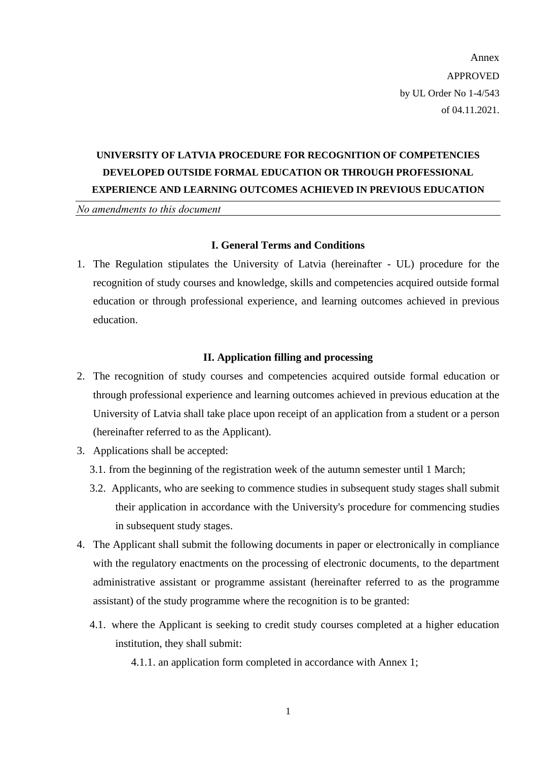Annex

APPROVED

by UL Order No 1-4/543

of 04.11.2021.

# UNIVERSITY OF LATVIA PROCEDURE FOR RECOGNITION OF COMPETENCIES DEVELOPED OUTSIDE FORMAL EDUCATION OR THROUGH PROFESSIONAL EXPERIENCE AND LEARNING OUTCOMES ACHIEVED IN PREVIOUS EDUCATION

*No amendments to this document*

## I. General Terms and Conditions

1. The Regulation stipulates the University of Latvia (hereinafter - UL) procedure for the recognition of study courses and knowledge, skills and competencies acquired outside formal education or through professional experience, and learning outcomes achieved in previous education.

## II. Application filling and processing

2. The recognition of study courses and competencies acquired outside formal education or through professional experience and learning outcomes achieved in previous education at the University of Latvia shall take place upon receipt of an application from a student or a person (hereinafter referred to as the Applicant).
3. Applications shall be accepted:
   - 3.1. from the beginning of the registration week of the autumn semester until 1 March;
   - 3.2. Applicants, who are seeking to commence studies in subsequent study stages shall submit their application in accordance with the University's procedure for commencing studies in subsequent study stages.
4. The Applicant shall submit the following documents in paper or electronically in compliance with the regulatory enactments on the processing of electronic documents, to the department administrative assistant or programme assistant (hereinafter referred to as the programme assistant) of the study programme where the recognition is to be granted:
   - 4.1. where the Applicant is seeking to credit study courses completed at a higher education institution, they shall submit:
     - 4.1.1. an application form completed in accordance with Annex 1;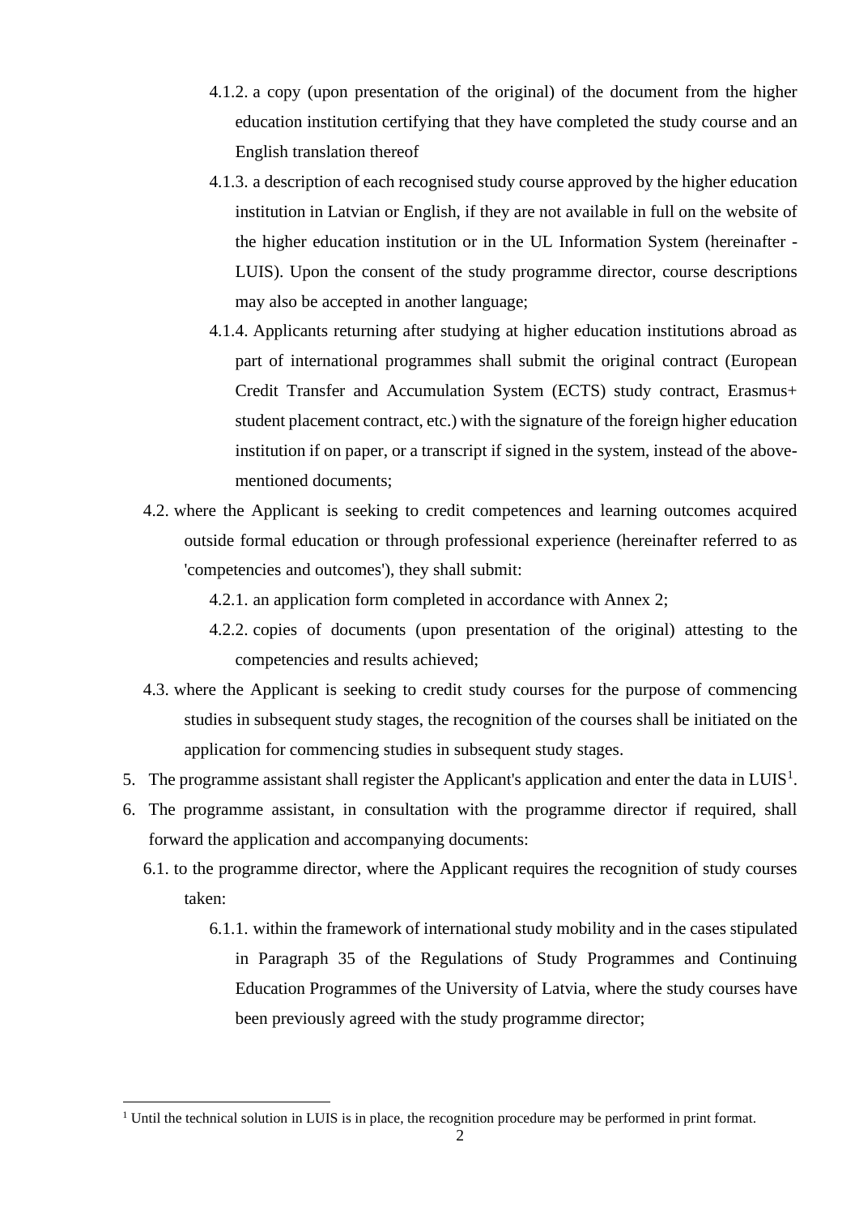4.1.2. a copy (upon presentation of the original) of the document from the higher education institution certifying that they have completed the study course and an English translation thereof

4.1.3. a description of each recognised study course approved by the higher education institution in Latvian or English, if they are not available in full on the website of the higher education institution or in the UL Information System (hereinafter - LUIS). Upon the consent of the study programme director, course descriptions may also be accepted in another language;

4.1.4. Applicants returning after studying at higher education institutions abroad as part of international programmes shall submit the original contract (European Credit Transfer and Accumulation System (ECTS) study contract, Erasmus+ student placement contract, etc.) with the signature of the foreign higher education institution if on paper, or a transcript if signed in the system, instead of the above-mentioned documents;

4.2. where the Applicant is seeking to credit competences and learning outcomes acquired outside formal education or through professional experience (hereinafter referred to as 'competencies and outcomes'), they shall submit:

4.2.1. an application form completed in accordance with Annex 2;

4.2.2. copies of documents (upon presentation of the original) attesting to the competencies and results achieved;

4.3. where the Applicant is seeking to credit study courses for the purpose of commencing studies in subsequent study stages, the recognition of the courses shall be initiated on the application for commencing studies in subsequent study stages.

5. The programme assistant shall register the Applicant's application and enter the data in LUIS[1].

6. The programme assistant, in consultation with the programme director if required, shall forward the application and accompanying documents:

6.1. to the programme director, where the Applicant requires the recognition of study courses taken:

6.1.1. within the framework of international study mobility and in the cases stipulated in Paragraph 35 of the Regulations of Study Programmes and Continuing Education Programmes of the University of Latvia, where the study courses have been previously agreed with the study programme director;

[1] Until the technical solution in LUIS is in place, the recognition procedure may be performed in print format.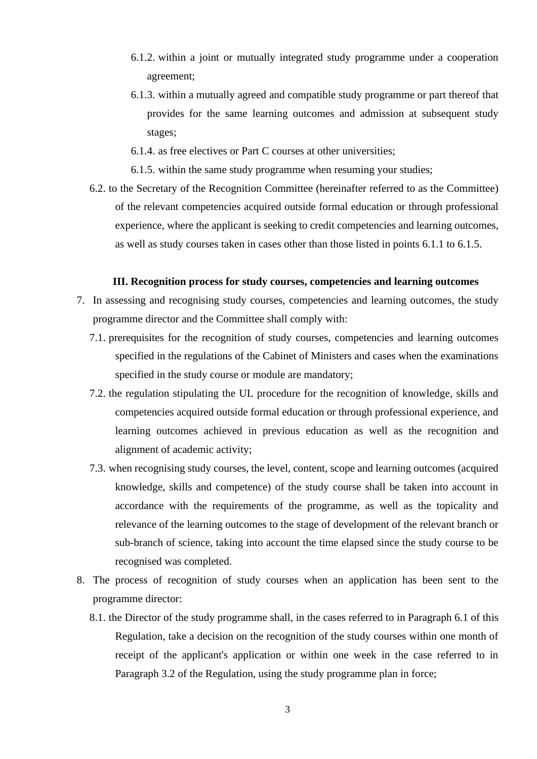6.1.2. within a joint or mutually integrated study programme under a cooperation agreement;

6.1.3. within a mutually agreed and compatible study programme or part thereof that provides for the same learning outcomes and admission at subsequent study stages;

6.1.4. as free electives or Part C courses at other universities;

6.1.5. within the same study programme when resuming your studies;

6.2. to the Secretary of the Recognition Committee (hereinafter referred to as the Committee) of the relevant competencies acquired outside formal education or through professional experience, where the applicant is seeking to credit competencies and learning outcomes, as well as study courses taken in cases other than those listed in points 6.1.1 to 6.1.5.

### III. Recognition process for study courses, competencies and learning outcomes

7. In assessing and recognising study courses, competencies and learning outcomes, the study programme director and the Committee shall comply with:

   7.1. prerequisites for the recognition of study courses, competencies and learning outcomes specified in the regulations of the Cabinet of Ministers and cases when the examinations specified in the study course or module are mandatory;

   7.2. the regulation stipulating the UL procedure for the recognition of knowledge, skills and competencies acquired outside formal education or through professional experience, and learning outcomes achieved in previous education as well as the recognition and alignment of academic activity;

   7.3. when recognising study courses, the level, content, scope and learning outcomes (acquired knowledge, skills and competence) of the study course shall be taken into account in accordance with the requirements of the programme, as well as the topicality and relevance of the learning outcomes to the stage of development of the relevant branch or sub-branch of science, taking into account the time elapsed since the study course to be recognised was completed.

8. The process of recognition of study courses when an application has been sent to the programme director:

   8.1. the Director of the study programme shall, in the cases referred to in Paragraph 6.1 of this Regulation, take a decision on the recognition of the study courses within one month of receipt of the applicant's application or within one week in the case referred to in Paragraph 3.2 of the Regulation, using the study programme plan in force;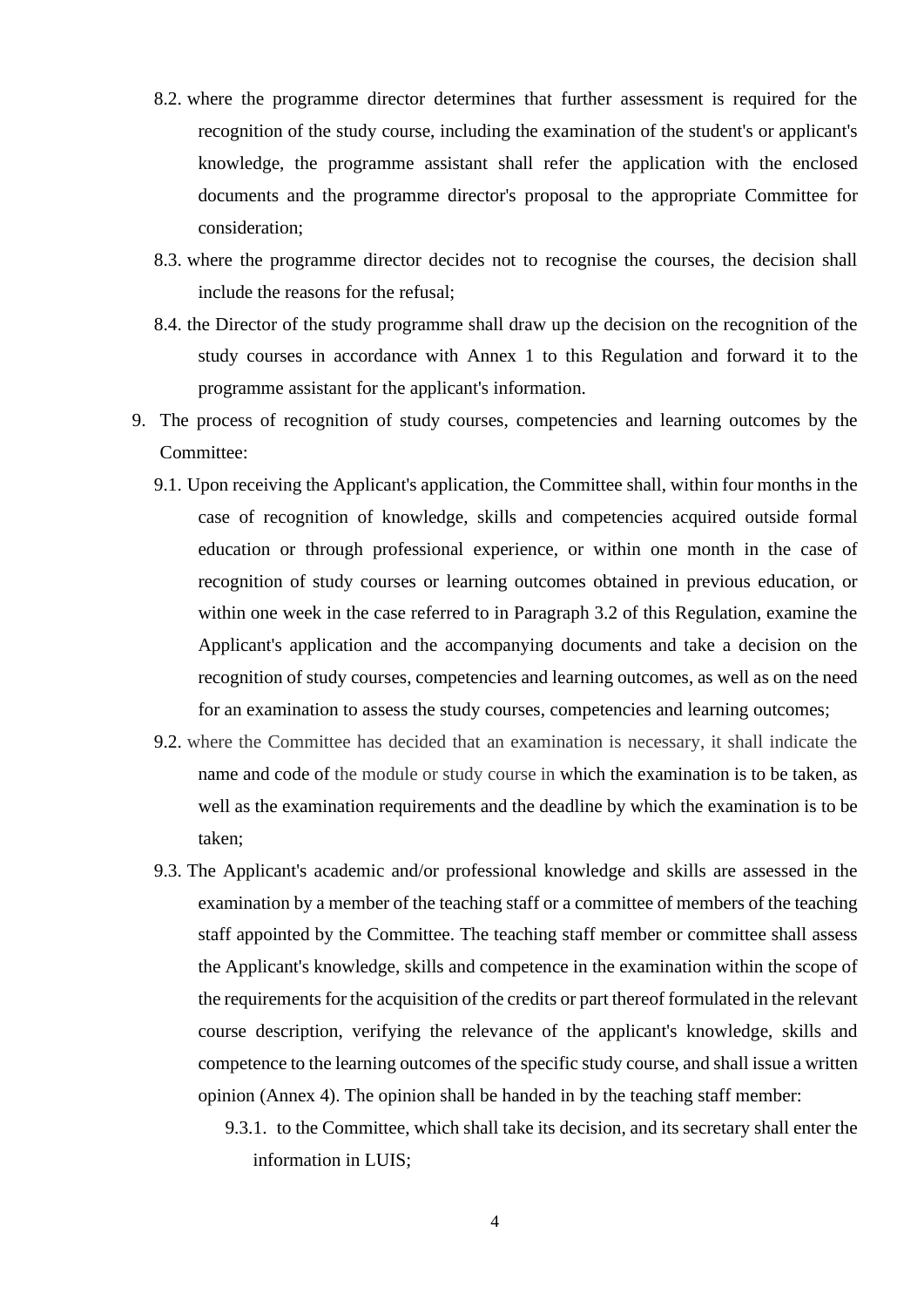8.2. where the programme director determines that further assessment is required for the recognition of the study course, including the examination of the student's or applicant's knowledge, the programme assistant shall refer the application with the enclosed documents and the programme director's proposal to the appropriate Committee for consideration;

8.3. where the programme director decides not to recognise the courses, the decision shall include the reasons for the refusal;

8.4. the Director of the study programme shall draw up the decision on the recognition of the study courses in accordance with Annex 1 to this Regulation and forward it to the programme assistant for the applicant's information.

9. The process of recognition of study courses, competencies and learning outcomes by the Committee:

   9.1. Upon receiving the Applicant's application, the Committee shall, within four months in the case of recognition of knowledge, skills and competencies acquired outside formal education or through professional experience, or within one month in the case of recognition of study courses or learning outcomes obtained in previous education, or within one week in the case referred to in Paragraph 3.2 of this Regulation, examine the Applicant's application and the accompanying documents and take a decision on the recognition of study courses, competencies and learning outcomes, as well as on the need for an examination to assess the study courses, competencies and learning outcomes;

   9.2. where the Committee has decided that an examination is necessary, it shall indicate the name and code of the module or study course in which the examination is to be taken, as well as the examination requirements and the deadline by which the examination is to be taken;

   9.3. The Applicant's academic and/or professional knowledge and skills are assessed in the examination by a member of the teaching staff or a committee of members of the teaching staff appointed by the Committee. The teaching staff member or committee shall assess the Applicant's knowledge, skills and competence in the examination within the scope of the requirements for the acquisition of the credits or part thereof formulated in the relevant course description, verifying the relevance of the applicant's knowledge, skills and competence to the learning outcomes of the specific study course, and shall issue a written opinion (Annex 4). The opinion shall be handed in by the teaching staff member:

      9.3.1. to the Committee, which shall take its decision, and its secretary shall enter the information in LUIS;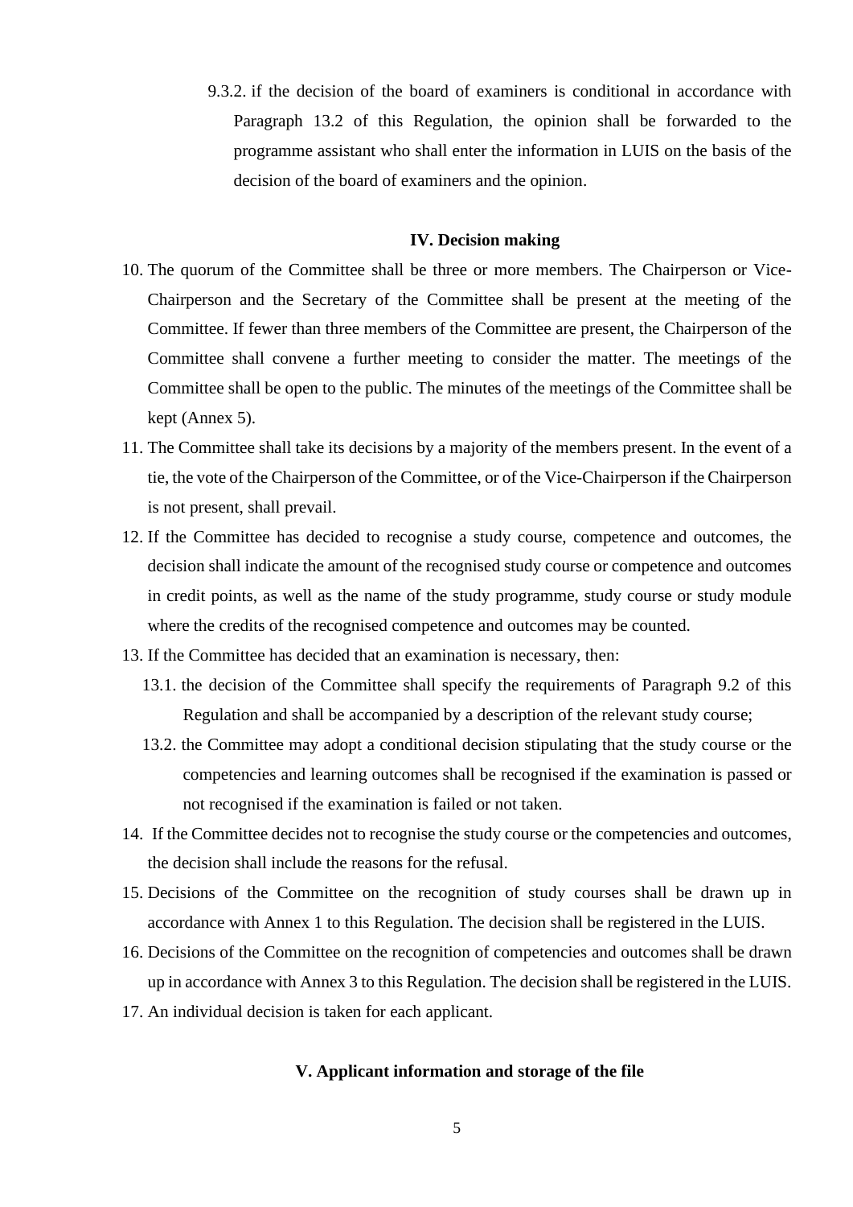9.3.2. if the decision of the board of examiners is conditional in accordance with Paragraph 13.2 of this Regulation, the opinion shall be forwarded to the programme assistant who shall enter the information in LUIS on the basis of the decision of the board of examiners and the opinion.

## IV. Decision making

10. The quorum of the Committee shall be three or more members. The Chairperson or Vice-Chairperson and the Secretary of the Committee shall be present at the meeting of the Committee. If fewer than three members of the Committee are present, the Chairperson of the Committee shall convene a further meeting to consider the matter. The meetings of the Committee shall be open to the public. The minutes of the meetings of the Committee shall be kept (Annex 5).
11. The Committee shall take its decisions by a majority of the members present. In the event of a tie, the vote of the Chairperson of the Committee, or of the Vice-Chairperson if the Chairperson is not present, shall prevail.
12. If the Committee has decided to recognise a study course, competence and outcomes, the decision shall indicate the amount of the recognised study course or competence and outcomes in credit points, as well as the name of the study programme, study course or study module where the credits of the recognised competence and outcomes may be counted.
13. If the Committee has decided that an examination is necessary, then:
    13.1. the decision of the Committee shall specify the requirements of Paragraph 9.2 of this Regulation and shall be accompanied by a description of the relevant study course;
    13.2. the Committee may adopt a conditional decision stipulating that the study course or the competencies and learning outcomes shall be recognised if the examination is passed or not recognised if the examination is failed or not taken.
14. If the Committee decides not to recognise the study course or the competencies and outcomes, the decision shall include the reasons for the refusal.
15. Decisions of the Committee on the recognition of study courses shall be drawn up in accordance with Annex 1 to this Regulation. The decision shall be registered in the LUIS.
16. Decisions of the Committee on the recognition of competencies and outcomes shall be drawn up in accordance with Annex 3 to this Regulation. The decision shall be registered in the LUIS.
17. An individual decision is taken for each applicant.

## V. Applicant information and storage of the file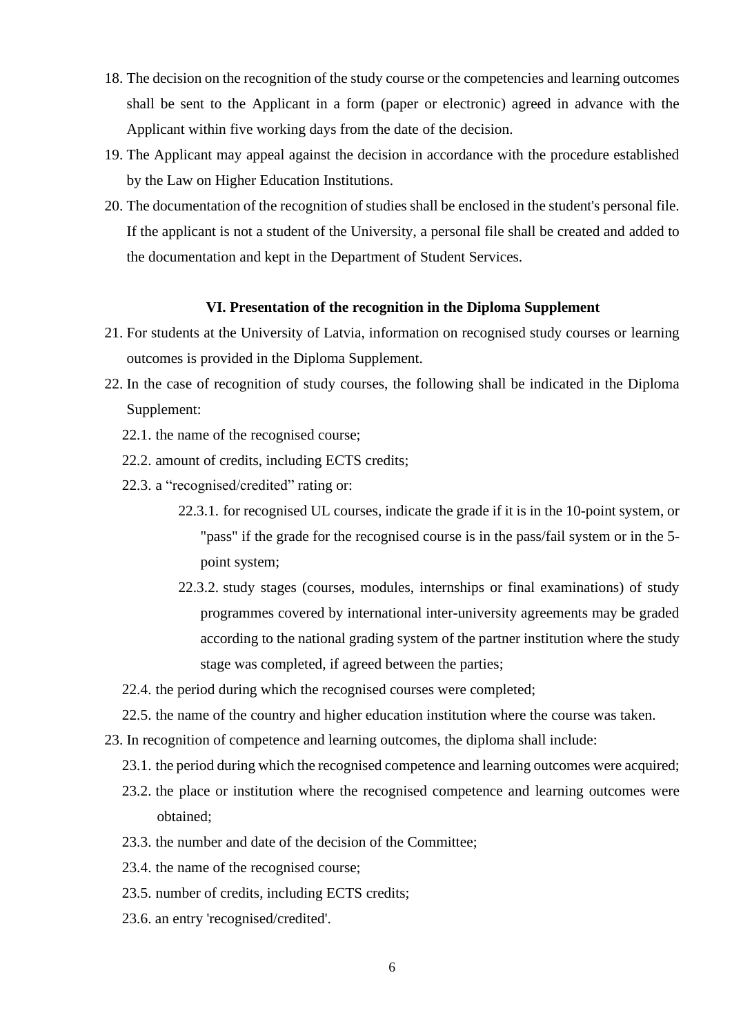18. The decision on the recognition of the study course or the competencies and learning outcomes shall be sent to the Applicant in a form (paper or electronic) agreed in advance with the Applicant within five working days from the date of the decision.
19. The Applicant may appeal against the decision in accordance with the procedure established by the Law on Higher Education Institutions.
20. The documentation of the recognition of studies shall be enclosed in the student's personal file. If the applicant is not a student of the University, a personal file shall be created and added to the documentation and kept in the Department of Student Services.

### VI. Presentation of the recognition in the Diploma Supplement

21. For students at the University of Latvia, information on recognised study courses or learning outcomes is provided in the Diploma Supplement.
22. In the case of recognition of study courses, the following shall be indicated in the Diploma Supplement:
    - 22.1. the name of the recognised course;
    - 22.2. amount of credits, including ECTS credits;
    - 22.3. a "recognised/credited" rating or:
        - 22.3.1. for recognised UL courses, indicate the grade if it is in the 10-point system, or "pass" if the grade for the recognised course is in the pass/fail system or in the 5-point system;
        - 22.3.2. study stages (courses, modules, internships or final examinations) of study programmes covered by international inter-university agreements may be graded according to the national grading system of the partner institution where the study stage was completed, if agreed between the parties;
    - 22.4. the period during which the recognised courses were completed;
    - 22.5. the name of the country and higher education institution where the course was taken.
23. In recognition of competence and learning outcomes, the diploma shall include:
    - 23.1. the period during which the recognised competence and learning outcomes were acquired;
    - 23.2. the place or institution where the recognised competence and learning outcomes were obtained;
    - 23.3. the number and date of the decision of the Committee;
    - 23.4. the name of the recognised course;
    - 23.5. number of credits, including ECTS credits;
    - 23.6. an entry 'recognised/credited'.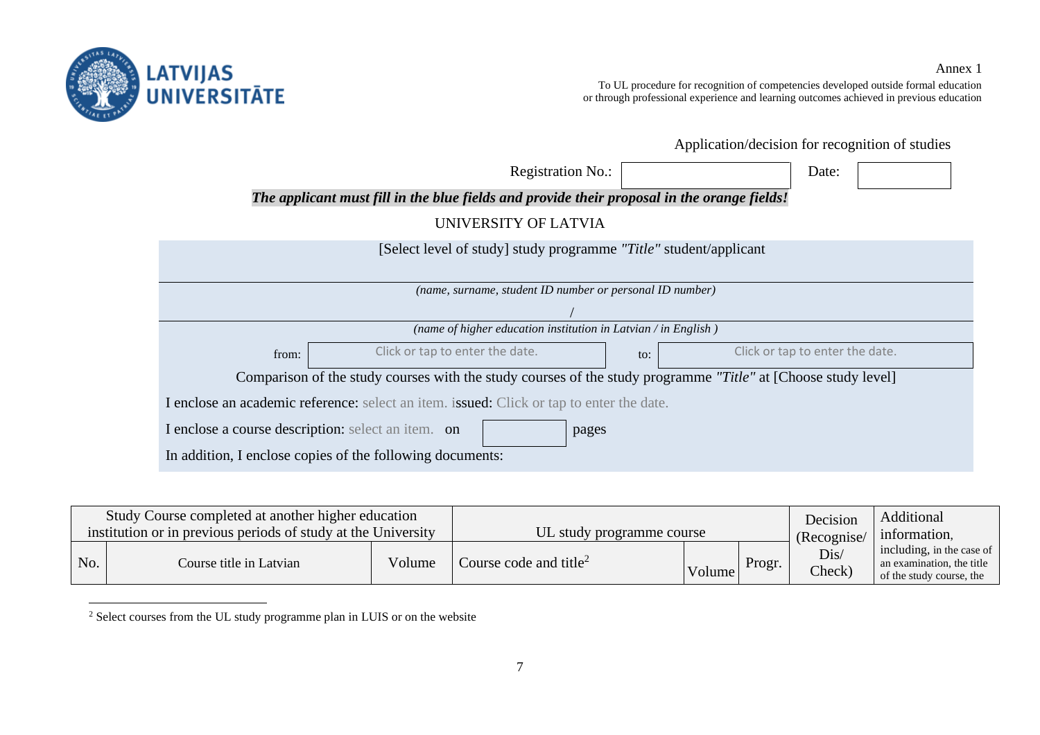Annex 1

To UL procedure for recognition of competencies developed outside formal education or through professional experience and learning outcomes achieved in previous education

Application/decision for recognition of studies

Registration No.: | Date:

***The applicant must fill in the blue fields and provide their proposal in the orange fields!***

UNIVERSITY OF LATVIA

[Select level of study] study programme *"Title"* student/applicant

*(name, surname, student ID number or personal ID number)*

/

*(name of higher education institution in Latvian / in English )*

from: Click or tap to enter the date. to: Click or tap to enter the date.

Comparison of the study courses with the study courses of the study programme *"Title"* at [Choose study level]

I enclose an academic reference: select an item. issued: Click or tap to enter the date.

I enclose a course description: select an item. on pages

In addition, I enclose copies of the following documents:

| Study Course completed at another higher education institution or in previous periods of study at the University | | | UL study programme course | | | Decision (Recognise/ Dis/ Check) | Additional information, including, in the case of an examination, the title of the study course, the |
|---|---|---|---|---|---|---|---|
| No. | Course title in Latvian | Volume | Course code and title[2] | Volume | Progr. | | |

[2] Select courses from the UL study programme plan in LUIS or on the website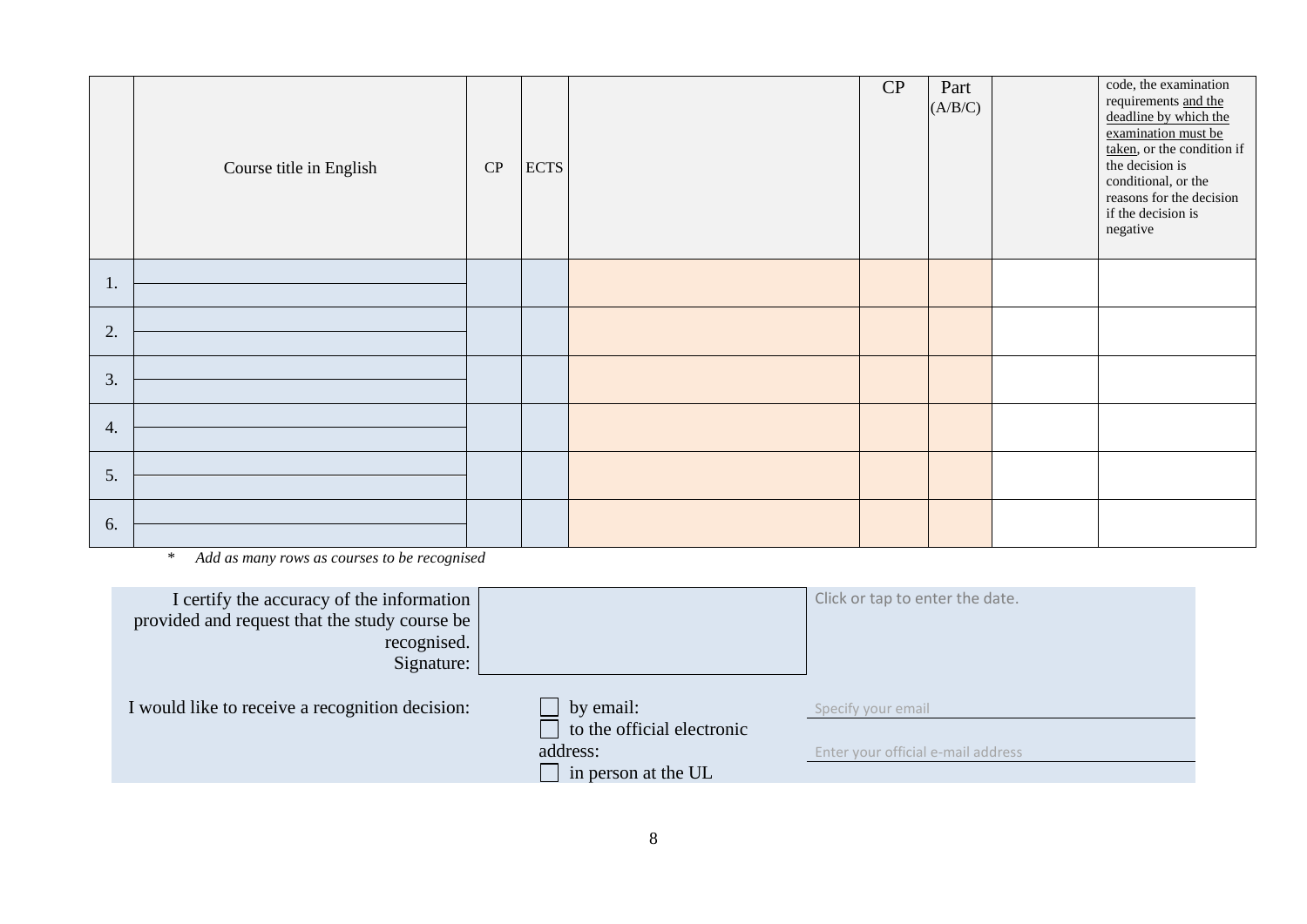| | Course title in English | CP | ECTS | | CP | Part (A/B/C) | | code, the examination requirements and the deadline by which the examination must be taken, or the condition if the decision is conditional, or the reasons for the decision if the decision is negative |
|---|---|---|---|---|---|---|---|---|
| 1. | | | | | | | | |
| 2. | | | | | | | | |
| 3. | | | | | | | | |
| 4. | | | | | | | | |
| 5. | | | | | | | | |
| 6. | | | | | | | | |

\* *Add as many rows as courses to be recognised*

I certify the accuracy of the information provided and request that the study course be recognised.
Signature: ____________________ Click or tap to enter the date.

I would like to receive a recognition decision:

- ☐ by email: Specify your email
- ☐ to the official electronic address: Enter your official e-mail address
- ☐ in person at the UL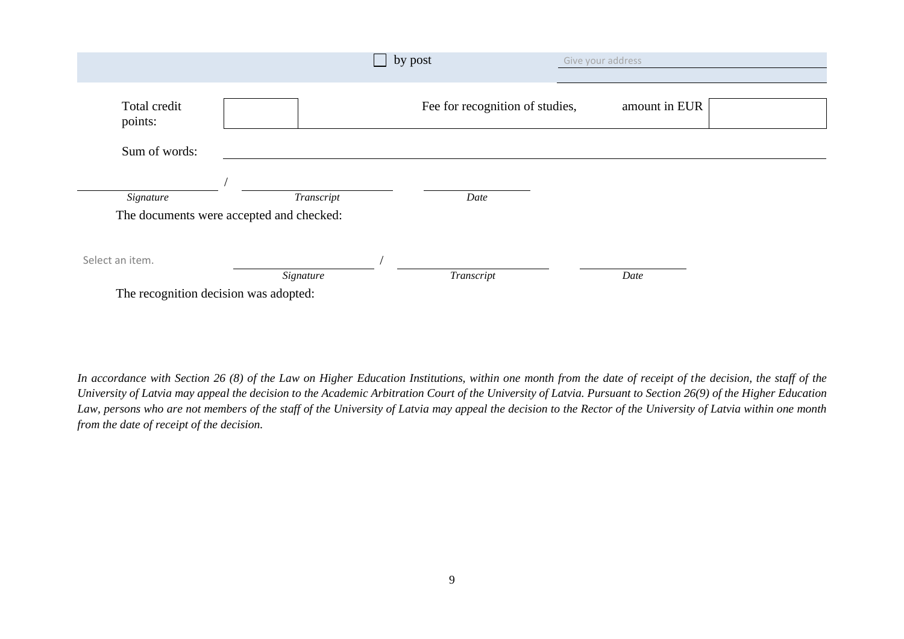☐ by post — Give your address ____________________

| Total credit points: | | Fee for recognition of studies, | amount in EUR | |
|---|---|---|---|---|

Sum of words: ____________________

____________________ / ____________________ ____________________
*Signature* *Transcript* *Date*

The documents were accepted and checked:

Select an item. ____________________ / ____________________ ____________________
*Signature* *Transcript* *Date*

The recognition decision was adopted:

*In accordance with Section 26 (8) of the Law on Higher Education Institutions, within one month from the date of receipt of the decision, the staff of the University of Latvia may appeal the decision to the Academic Arbitration Court of the University of Latvia. Pursuant to Section 26(9) of the Higher Education Law, persons who are not members of the staff of the University of Latvia may appeal the decision to the Rector of the University of Latvia within one month from the date of receipt of the decision.*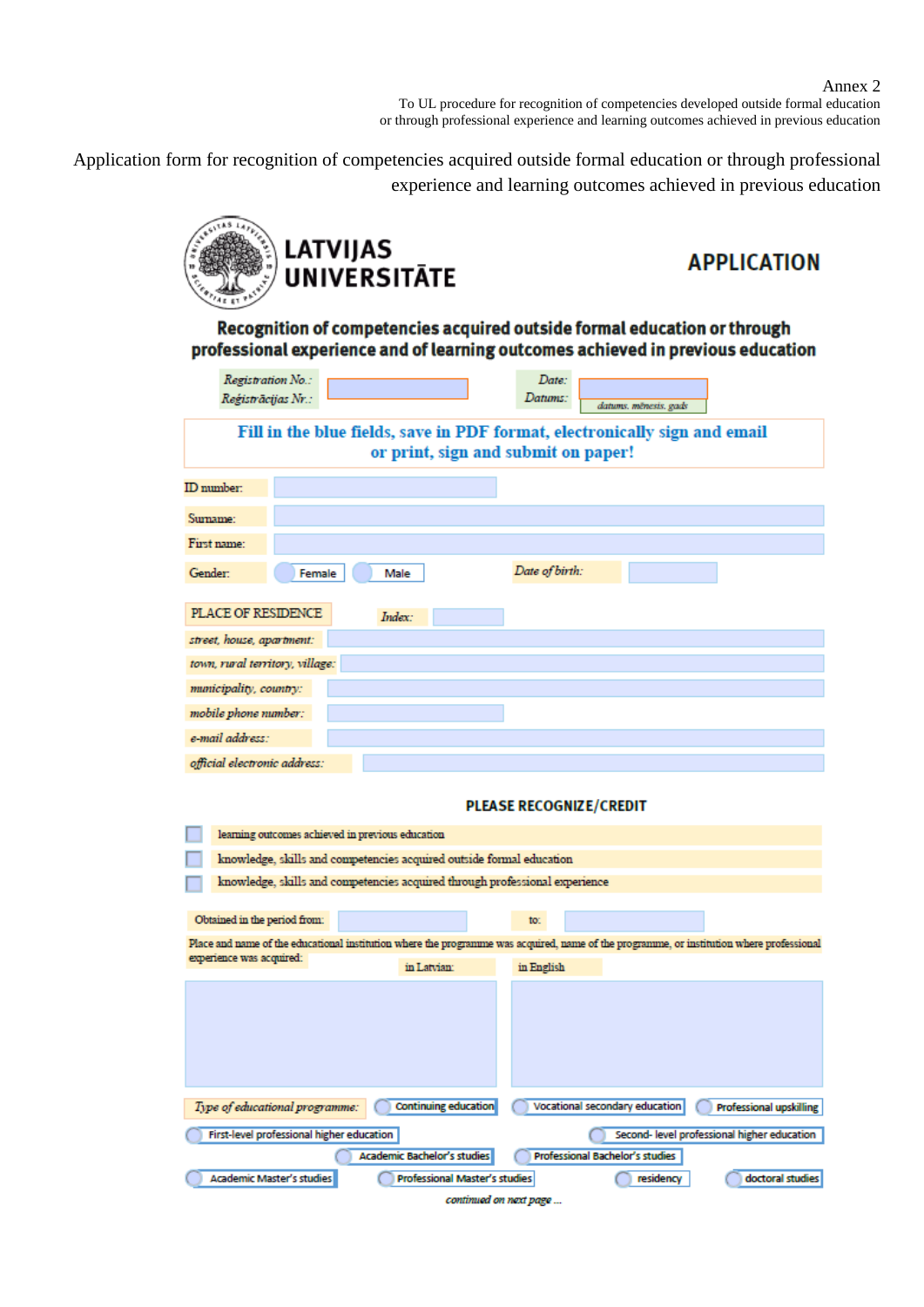Annex 2
To UL procedure for recognition of competencies developed outside formal education
or through professional experience and learning outcomes achieved in previous education

Application form for recognition of competencies acquired outside formal education or through professional experience and learning outcomes achieved in previous education

**LATVIJAS UNIVERSITĀTE**

# APPLICATION

## Recognition of competencies acquired outside formal education or through professional experience and of learning outcomes achieved in previous education

*Registration No.:* / *Reģistrācijas Nr.:*

*Date:* / *Datums:* *datums, mēnesis, gads*

**Fill in the blue fields, save in PDF format, electronically sign and email or print, sign and submit on paper!**

ID number:

Surname:

First name:

Gender: Female / Male   *Date of birth:*

PLACE OF RESIDENCE   *Index:*

*street, house, apartment:*

*town, rural territory, village:*

*municipality, country:*

*mobile phone number:*

*e-mail address:*

*official electronic address:*

**PLEASE RECOGNIZE/CREDIT**

- ☐ learning outcomes achieved in previous education
- ☐ knowledge, skills and competencies acquired outside formal education
- ☐ knowledge, skills and competencies acquired through professional experience

Obtained in the period from:   to:

Place and name of the educational institution where the programme was acquired, name of the programme, or institution where professional experience was acquired:

| in Latvian: | in English |
|---|---|
| | |

*Type of educational programme:*

- Continuing education
- Vocational secondary education
- Professional upskilling
- First-level professional higher education
- Second- level professional higher education
- Academic Bachelor's studies
- Professional Bachelor's studies
- Academic Master's studies
- Professional Master's studies
- residency
- doctoral studies

*continued on next page ...*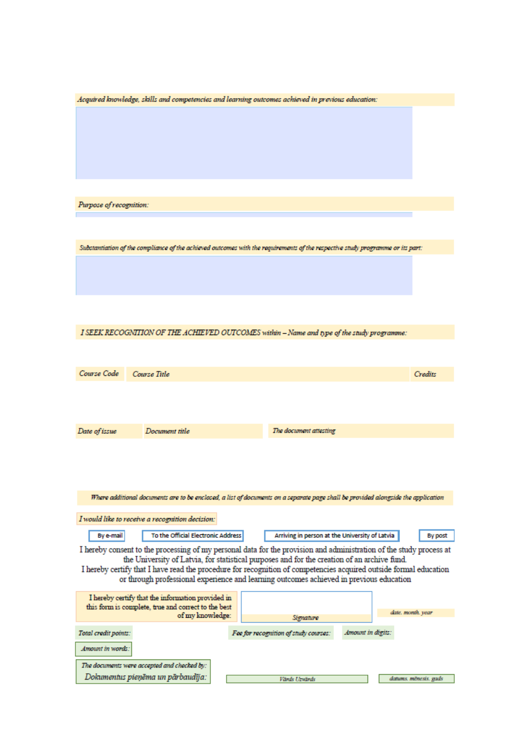*Acquired knowledge, skills and competencies and learning outcomes achieved in previous education:*

*Purpose of recognition:*

*Substantiation of the compliance of the achieved outcomes with the requirements of the respective study programme or its part:*

*I SEEK RECOGNITION OF THE ACHIEVED OUTCOMES within – Name and type of the study programme:*

| Course Code | Course Title | Credits |
|---|---|---|
| | | |

| Date of issue | Document title | The document attesting |
|---|---|---|
| | | |

*Where additional documents are to be enclosed, a list of documents on a separate page shall be provided alongside the application*

*I would like to receive a recognition decision:*

By e-mail | To the Official Electronic Address | Arriving in person at the University of Latvia | By post

I hereby consent to the processing of my personal data for the provision and administration of the study process at the University of Latvia, for statistical purposes and for the creation of an archive fund.
I hereby certify that I have read the procedure for recognition of competencies acquired outside formal education or through professional experience and learning outcomes achieved in previous education

I hereby certify that the information provided in this form is complete, true and correct to the best of my knowledge:

Signature

*date. month. year*

*Total credit points:*

*Fee for recognition of study courses:*

*Amount in digits:*

*Amount in words:*

*The documents were accepted and checked by:*
*Dokumentus pieņēma un pārbaudīja:*

*Vārds Uzvārds*

*datums. mēnesis. gads*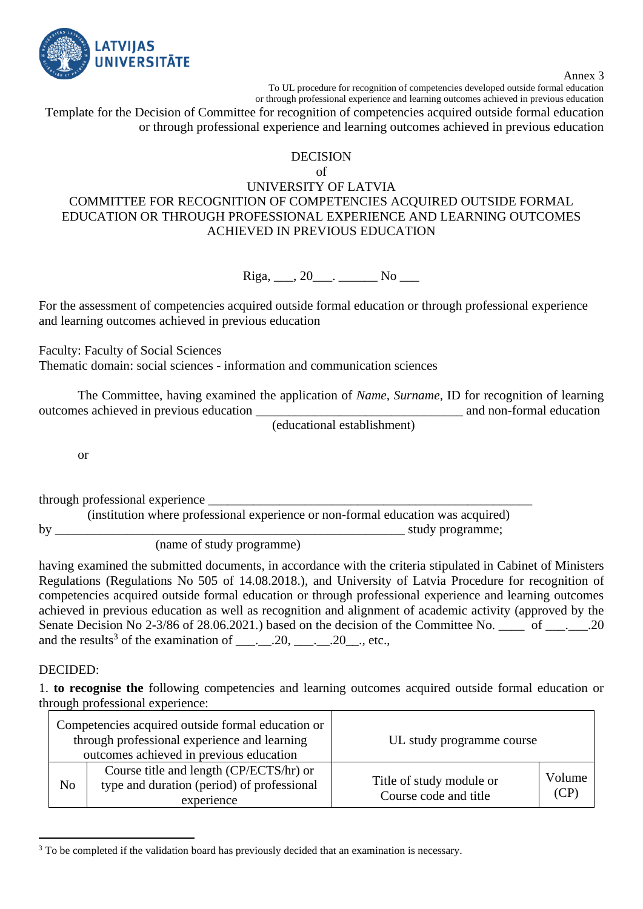Annex 3
To UL procedure for recognition of competencies developed outside formal education or through professional experience and learning outcomes achieved in previous education

Template for the Decision of Committee for recognition of competencies acquired outside formal education or through professional experience and learning outcomes achieved in previous education

DECISION
of
UNIVERSITY OF LATVIA
COMMITTEE FOR RECOGNITION OF COMPETENCIES ACQUIRED OUTSIDE FORMAL EDUCATION OR THROUGH PROFESSIONAL EXPERIENCE AND LEARNING OUTCOMES ACHIEVED IN PREVIOUS EDUCATION

Riga, ___, 20___. ______ No ___

For the assessment of competencies acquired outside formal education or through professional experience and learning outcomes achieved in previous education

Faculty: Faculty of Social Sciences
Thematic domain: social sciences - information and communication sciences

The Committee, having examined the application of *Name*, *Surname*, ID for recognition of learning outcomes achieved in previous education _______________________________ and non-formal education
(educational establishment)

or

through professional experience ___________________________________________________
(institution where professional experience or non-formal education was acquired)
by _______________________________________________________ study programme;
(name of study programme)

having examined the submitted documents, in accordance with the criteria stipulated in Cabinet of Ministers Regulations (Regulations No 505 of 14.08.2018.), and University of Latvia Procedure for recognition of competencies acquired outside formal education or through professional experience and learning outcomes achieved in previous education as well as recognition and alignment of academic activity (approved by the Senate Decision No 2-3/86 of 28.06.2021.) based on the decision of the Committee No. ____ of ___.___.20 and the results[3] of the examination of ___.__.20, ___.__.20__., etc.,

DECIDED:

1. **to recognise the** following competencies and learning outcomes acquired outside formal education or through professional experience:

| Competencies acquired outside formal education or through professional experience and learning outcomes achieved in previous education | | UL study programme course | |
|---|---|---|---|
| No | Course title and length (CP/ECTS/hr) or type and duration (period) of professional experience | Title of study module or Course code and title | Volume (CP) |

[3] To be completed if the validation board has previously decided that an examination is necessary.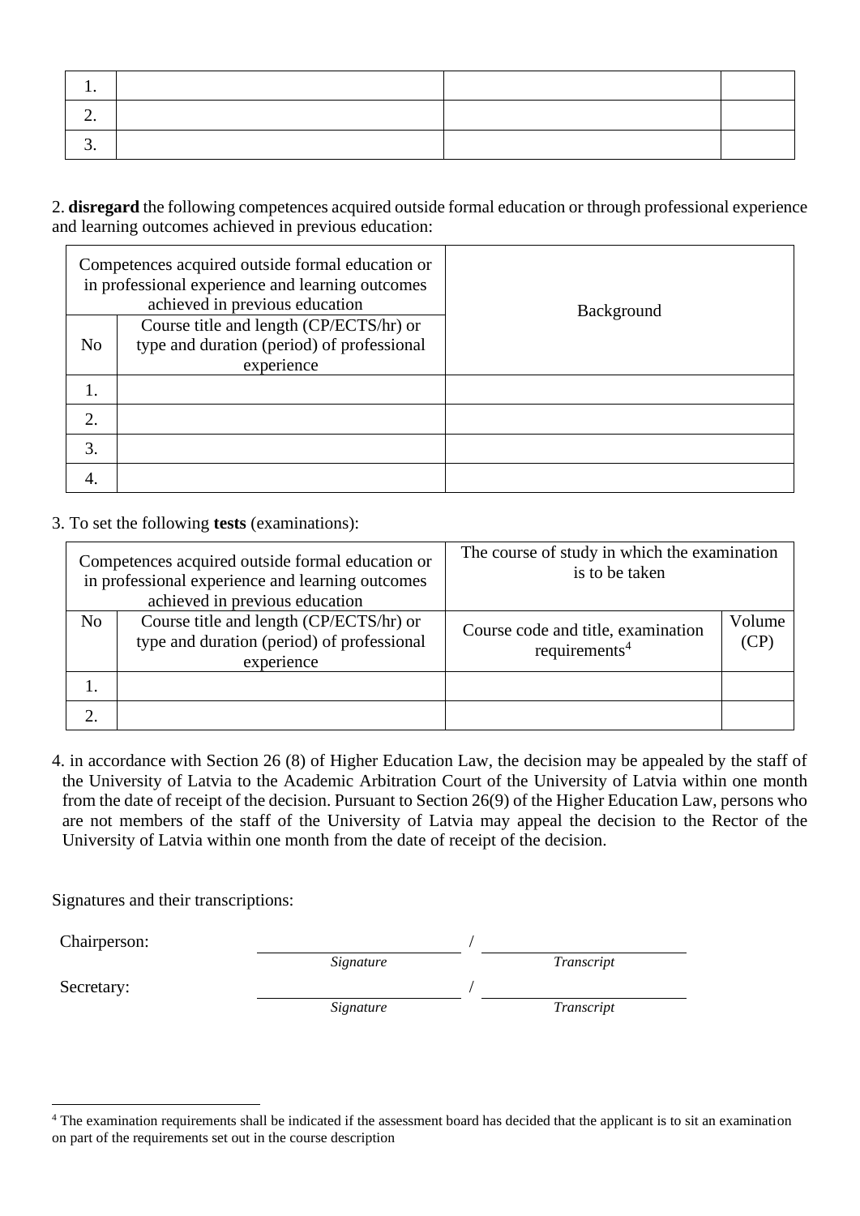| | | | |
|---|---|---|---|
| 1. | | | |
| 2. | | | |
| 3. | | | |

2. **disregard** the following competences acquired outside formal education or through professional experience and learning outcomes achieved in previous education:

| Competences acquired outside formal education or in professional experience and learning outcomes achieved in previous education | | Background |
|---|---|---|
| No | Course title and length (CP/ECTS/hr) or type and duration (period) of professional experience | |
| 1. | | |
| 2. | | |
| 3. | | |
| 4. | | |

3. To set the following **tests** (examinations):

| Competences acquired outside formal education or in professional experience and learning outcomes achieved in previous education | | The course of study in which the examination is to be taken | |
|---|---|---|---|
| No | Course title and length (CP/ECTS/hr) or type and duration (period) of professional experience | Course code and title, examination requirements[4] | Volume (CP) |
| 1. | | | |
| 2. | | | |

4. in accordance with Section 26 (8) of Higher Education Law, the decision may be appealed by the staff of the University of Latvia to the Academic Arbitration Court of the University of Latvia within one month from the date of receipt of the decision. Pursuant to Section 26(9) of the Higher Education Law, persons who are not members of the staff of the University of Latvia may appeal the decision to the Rector of the University of Latvia within one month from the date of receipt of the decision.

Signatures and their transcriptions:

Chairperson: ______________________ / ______________________
*Signature* *Transcript*

Secretary: ______________________ / ______________________
*Signature* *Transcript*

[4] The examination requirements shall be indicated if the assessment board has decided that the applicant is to sit an examination on part of the requirements set out in the course description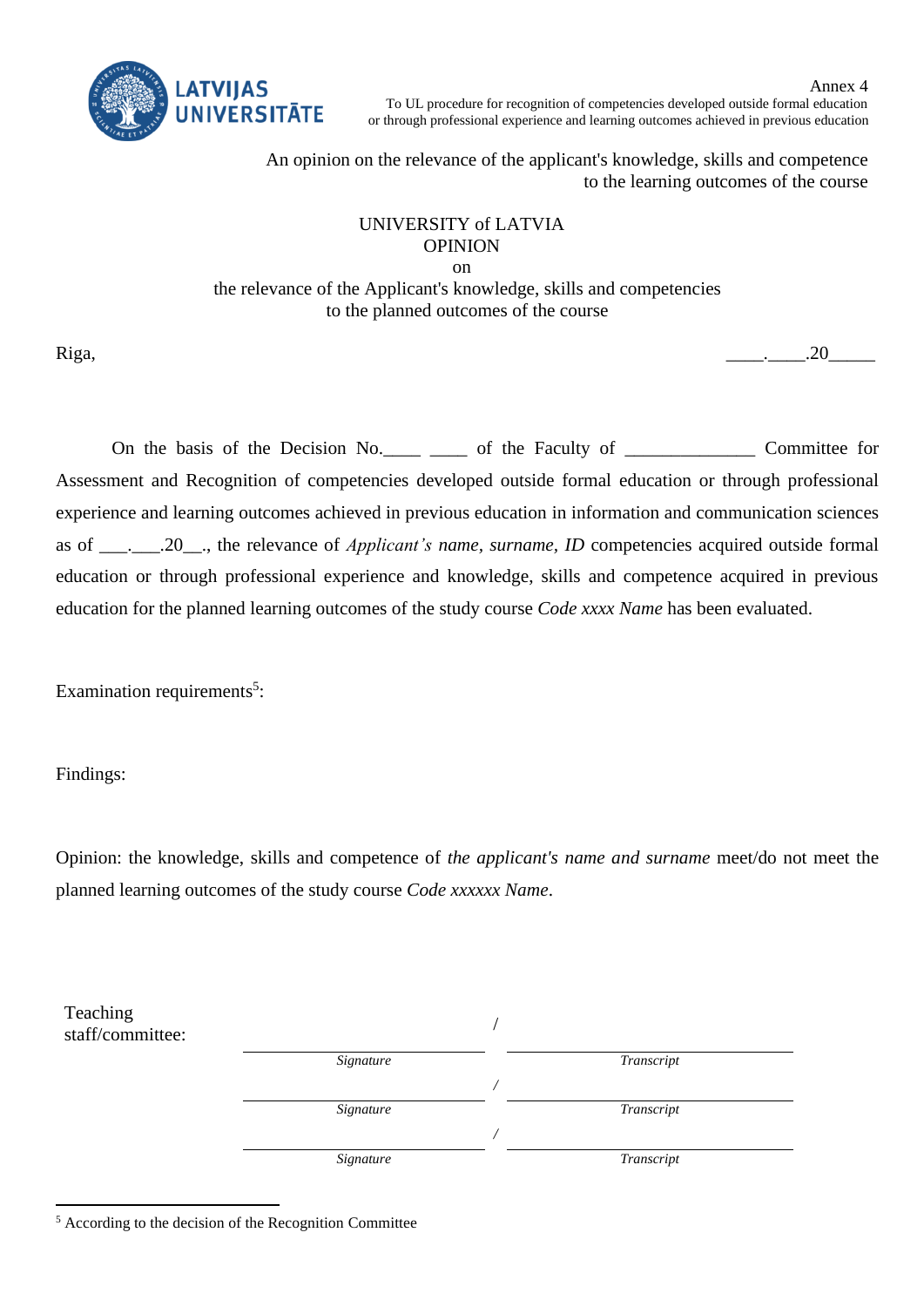Annex 4
To UL procedure for recognition of competencies developed outside formal education or through professional experience and learning outcomes achieved in previous education

An opinion on the relevance of the applicant's knowledge, skills and competence to the learning outcomes of the course

UNIVERSITY of LATVIA
OPINION
on
the relevance of the Applicant's knowledge, skills and competencies to the planned outcomes of the course

Riga, ____.____.20_____

On the basis of the Decision No.____ ____ of the Faculty of ______________ Committee for Assessment and Recognition of competencies developed outside formal education or through professional experience and learning outcomes achieved in previous education in information and communication sciences as of ___.___.20__., the relevance of *Applicant's name, surname, ID* competencies acquired outside formal education or through professional experience and knowledge, skills and competence acquired in previous education for the planned learning outcomes of the study course *Code xxxx Name* has been evaluated.

Examination requirements[5]:

Findings:

Opinion: the knowledge, skills and competence of *the applicant's name and surname* meet/do not meet the planned learning outcomes of the study course *Code xxxxxx Name*.

Teaching staff/committee:

| | | | |
|---|---|---|---|
| | ____________ | / | ____________ |
| | *Signature* | | *Transcript* |
| | ____________ | / | ____________ |
| | *Signature* | | *Transcript* |
| | ____________ | / | ____________ |
| | *Signature* | | *Transcript* |

[5] According to the decision of the Recognition Committee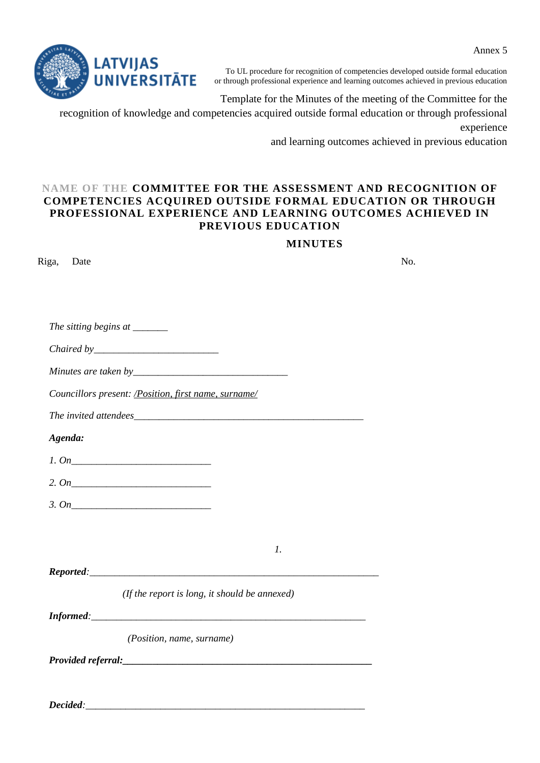Annex 5

To UL procedure for recognition of competencies developed outside formal education or through professional experience and learning outcomes achieved in previous education

Template for the Minutes of the meeting of the Committee for the recognition of knowledge and competencies acquired outside formal education or through professional experience and learning outcomes achieved in previous education

**NAME OF THE COMMITTEE FOR THE ASSESSMENT AND RECOGNITION OF COMPETENCIES ACQUIRED OUTSIDE FORMAL EDUCATION OR THROUGH PROFESSIONAL EXPERIENCE AND LEARNING OUTCOMES ACHIEVED IN PREVIOUS EDUCATION**

**MINUTES**

Riga, Date No.

*The sitting begins at _______*

*Chaired by_________________________*

*Minutes are taken by_______________________________*

*Councillors present: /Position, first name, surname/*

*The invited attendees______________________________________________*

***Agenda:***

*1. On____________________________*

*2. On____________________________*

*3. On____________________________*

*1.*

***Reported**:_____________________________________________________________*

*(If the report is long, it should be annexed)*

***Informed**:_________________________________________________________*

*(Position, name, surname)*

***Provided referral:_____________________________________________________***

***Decided**:__________________________________________________________*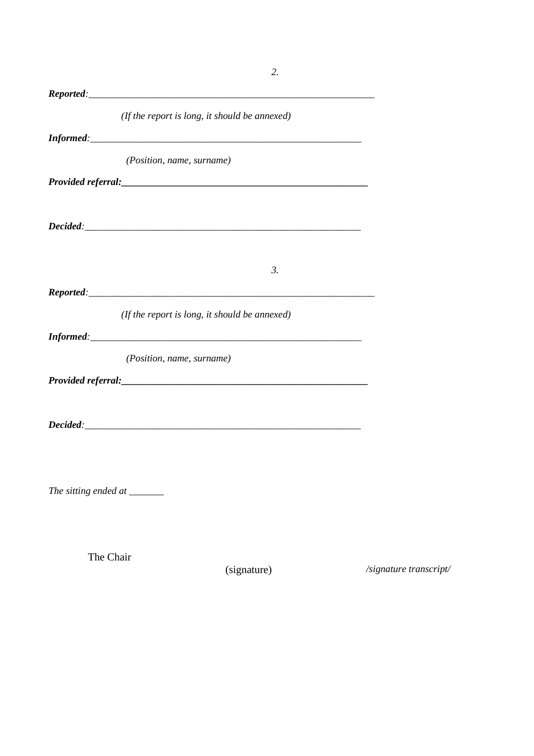*2.*

***Reported***:_____________________________________________________________

*(If the report is long, it should be annexed)*

***Informed***:__________________________________________________________

*(Position, name, surname)*

***Provided referral:*****____________________________________________________**

***Decided***:__________________________________________________________

*3.*

***Reported***:_____________________________________________________________

*(If the report is long, it should be annexed)*

***Informed***:__________________________________________________________

*(Position, name, surname)*

***Provided referral:*****____________________________________________________**

***Decided***:__________________________________________________________

*The sitting ended at _______*

The Chair (signature) */signature transcript/*